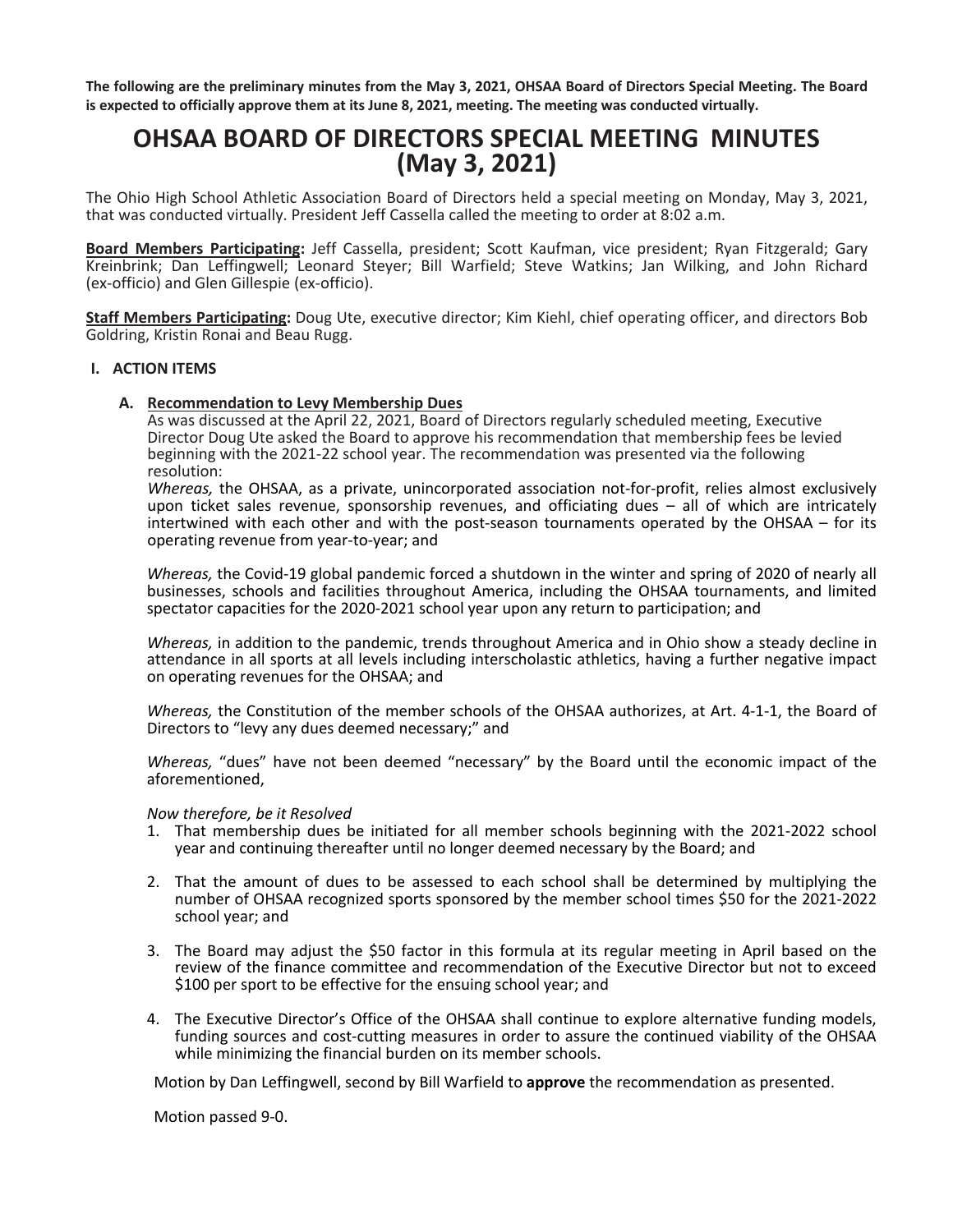**The following are the preliminary minutes from the May 3, 2021, OHSAA Board of Directors Special Meeting. The Board is expected to officially approve them at its June 8, 2021, meeting. The meeting was conducted virtually.**

# OHSAA BOARD OF DIRECTORS SPECIAL MEETING MINUTES (May 3, 2021)

The Ohio High School Athletic Association Board of Directors held a special meeting on Monday, May 3, 2021, that was conducted virtually. President Jeff Cassella called the meeting to order at 8:02 a.m.

**Board Members Participating:** Jeff Cassella, president; Scott Kaufman, vice president; Ryan Fitzgerald; Gary Kreinbrink; Dan Leffingwell; Leonard Steyer; Bill Warfield; Steve Watkins; Jan Wilking, and John Richard (ex-officio) and Glen Gillespie (ex-officio).

**Staff Members Participating:** Doug Ute, executive director; Kim Kiehl, chief operating officer, and directors Bob Goldring, Kristin Ronai and Beau Rugg.

## I. ACTION ITEMS

### A. Recommendation to Levy Membership Dues

As was discussed at the April 22, 2021, Board of Directors regularly scheduled meeting, Executive Director Doug Ute asked the Board to approve his recommendation that membership fees be levied beginning with the 2021-22 school year. The recommendation was presented via the following resolution:

*Whereas,* the OHSAA, as a private, unincorporated association not-for-profit, relies almost exclusively upon ticket sales revenue, sponsorship revenues, and officiating dues – all of which are intricately intertwined with each other and with the post-season tournaments operated by the OHSAA – for its operating revenue from year-to-year; and

*Whereas,* the Covid-19 global pandemic forced a shutdown in the winter and spring of 2020 of nearly all businesses, schools and facilities throughout America, including the OHSAA tournaments, and limited spectator capacities for the 2020-2021 school year upon any return to participation; and

*Whereas,* in addition to the pandemic, trends throughout America and in Ohio show a steady decline in attendance in all sports at all levels including interscholastic athletics, having a further negative impact on operating revenues for the OHSAA; and

*Whereas,* the Constitution of the member schools of the OHSAA authorizes, at Art. 4-1-1, the Board of Directors to "levy any dues deemed necessary;" and

*Whereas,* "dues" have not been deemed "necessary" by the Board until the economic impact of the aforementioned,

*Now therefore, be it Resolved*

1. That membership dues be initiated for all member schools beginning with the 2021-2022 school year and continuing thereafter until no longer deemed necessary by the Board; and
2. That the amount of dues to be assessed to each school shall be determined by multiplying the number of OHSAA recognized sports sponsored by the member school times $50 for the 2021-2022 school year; and
3. The Board may adjust the $50 factor in this formula at its regular meeting in April based on the review of the finance committee and recommendation of the Executive Director but not to exceed $100 per sport to be effective for the ensuing school year; and
4. The Executive Director's Office of the OHSAA shall continue to explore alternative funding models, funding sources and cost-cutting measures in order to assure the continued viability of the OHSAA while minimizing the financial burden on its member schools.

Motion by Dan Leffingwell, second by Bill Warfield to **approve** the recommendation as presented.

Motion passed 9-0.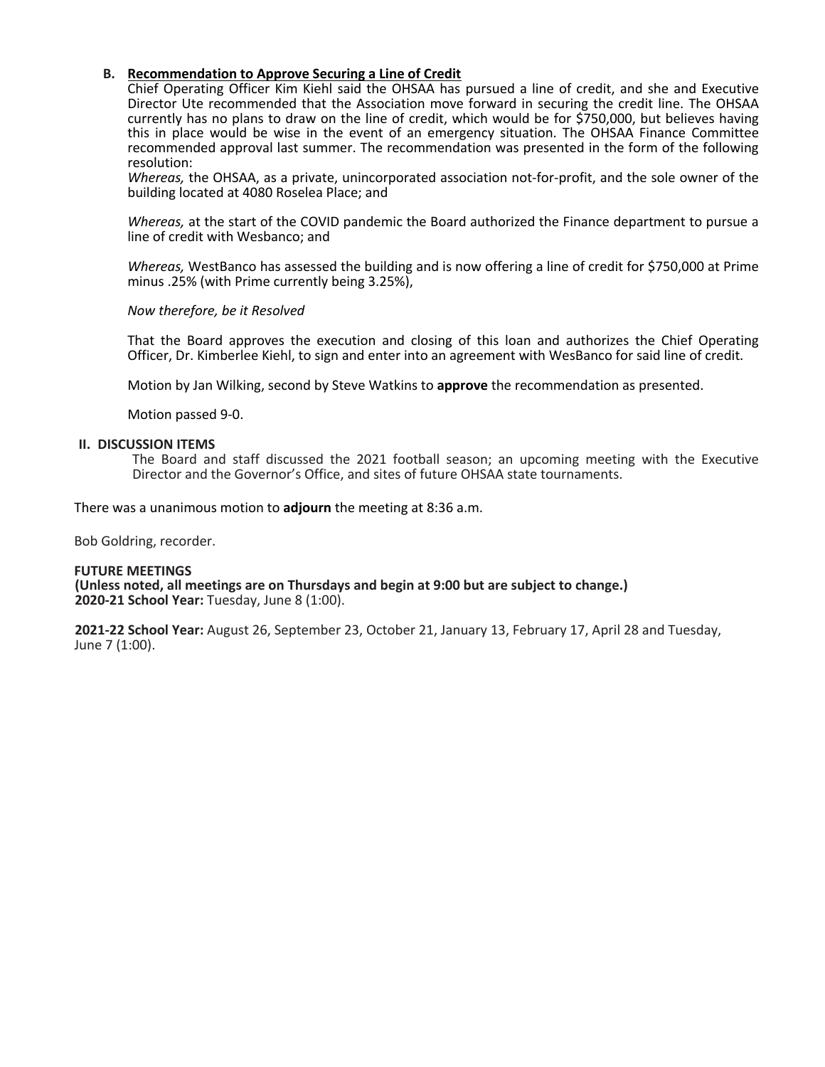**B. Recommendation to Approve Securing a Line of Credit**

Chief Operating Officer Kim Kiehl said the OHSAA has pursued a line of credit, and she and Executive Director Ute recommended that the Association move forward in securing the credit line. The OHSAA currently has no plans to draw on the line of credit, which would be for $750,000, but believes having this in place would be wise in the event of an emergency situation. The OHSAA Finance Committee recommended approval last summer. The recommendation was presented in the form of the following resolution:

*Whereas,* the OHSAA, as a private, unincorporated association not-for-profit, and the sole owner of the building located at 4080 Roselea Place; and

*Whereas,* at the start of the COVID pandemic the Board authorized the Finance department to pursue a line of credit with Wesbanco; and

*Whereas,* WestBanco has assessed the building and is now offering a line of credit for $750,000 at Prime minus .25% (with Prime currently being 3.25%),

*Now therefore, be it Resolved*

That the Board approves the execution and closing of this loan and authorizes the Chief Operating Officer, Dr. Kimberlee Kiehl, to sign and enter into an agreement with WesBanco for said line of credit.

Motion by Jan Wilking, second by Steve Watkins to **approve** the recommendation as presented.

Motion passed 9-0.

## II. DISCUSSION ITEMS

The Board and staff discussed the 2021 football season; an upcoming meeting with the Executive Director and the Governor's Office, and sites of future OHSAA state tournaments.

There was a unanimous motion to **adjourn** the meeting at 8:36 a.m.

Bob Goldring, recorder.

**FUTURE MEETINGS**
**(Unless noted, all meetings are on Thursdays and begin at 9:00 but are subject to change.)**
**2020-21 School Year:** Tuesday, June 8 (1:00).

**2021-22 School Year:** August 26, September 23, October 21, January 13, February 17, April 28 and Tuesday, June 7 (1:00).